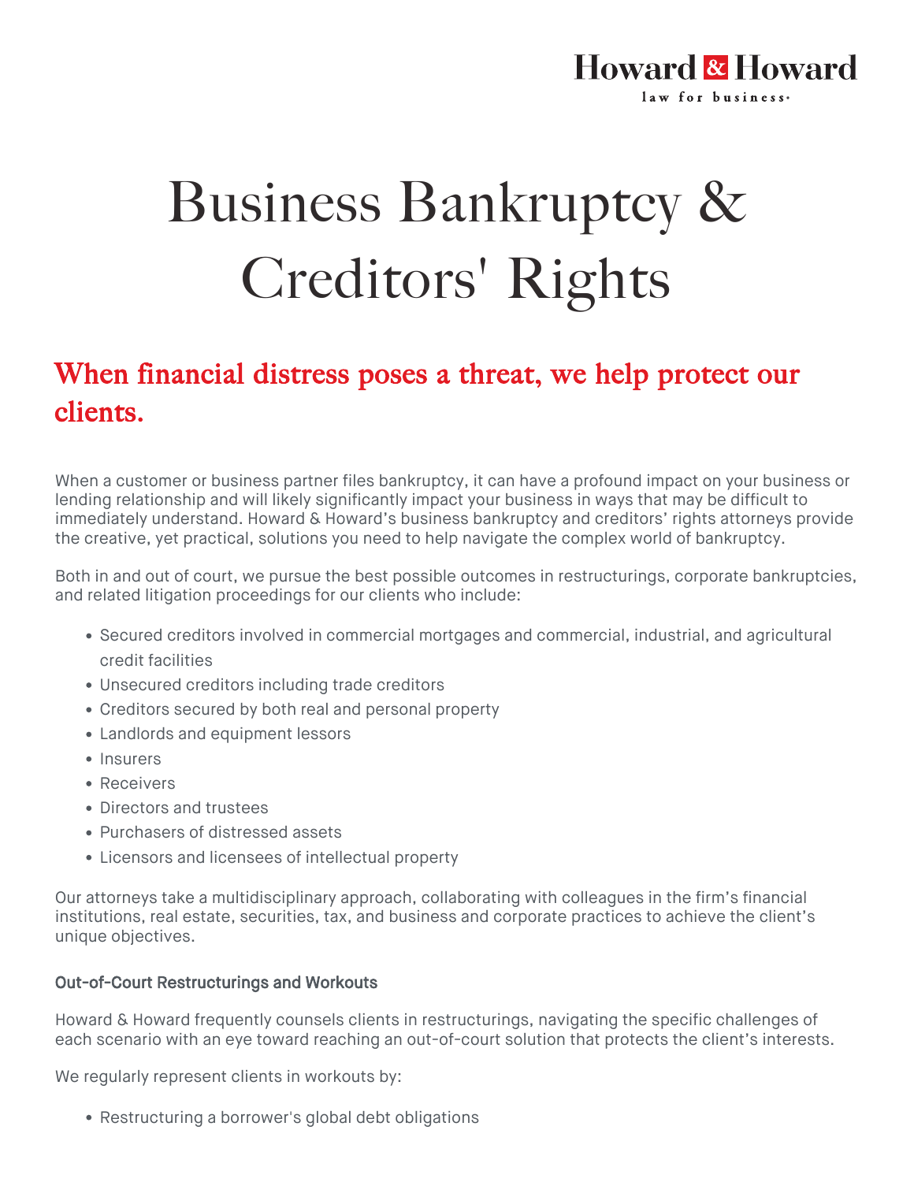Howard & Howard
law for business

# Business Bankruptcy & Creditors' Rights

## When financial distress poses a threat, we help protect our clients.

When a customer or business partner files bankruptcy, it can have a profound impact on your business or lending relationship and will likely significantly impact your business in ways that may be difficult to immediately understand. Howard & Howard's business bankruptcy and creditors' rights attorneys provide the creative, yet practical, solutions you need to help navigate the complex world of bankruptcy.

Both in and out of court, we pursue the best possible outcomes in restructurings, corporate bankruptcies, and related litigation proceedings for our clients who include:

- Secured creditors involved in commercial mortgages and commercial, industrial, and agricultural credit facilities
- Unsecured creditors including trade creditors
- Creditors secured by both real and personal property
- Landlords and equipment lessors
- Insurers
- Receivers
- Directors and trustees
- Purchasers of distressed assets
- Licensors and licensees of intellectual property

Our attorneys take a multidisciplinary approach, collaborating with colleagues in the firm's financial institutions, real estate, securities, tax, and business and corporate practices to achieve the client's unique objectives.

### Out-of-Court Restructurings and Workouts

Howard & Howard frequently counsels clients in restructurings, navigating the specific challenges of each scenario with an eye toward reaching an out-of-court solution that protects the client's interests.

We regularly represent clients in workouts by:

- Restructuring a borrower's global debt obligations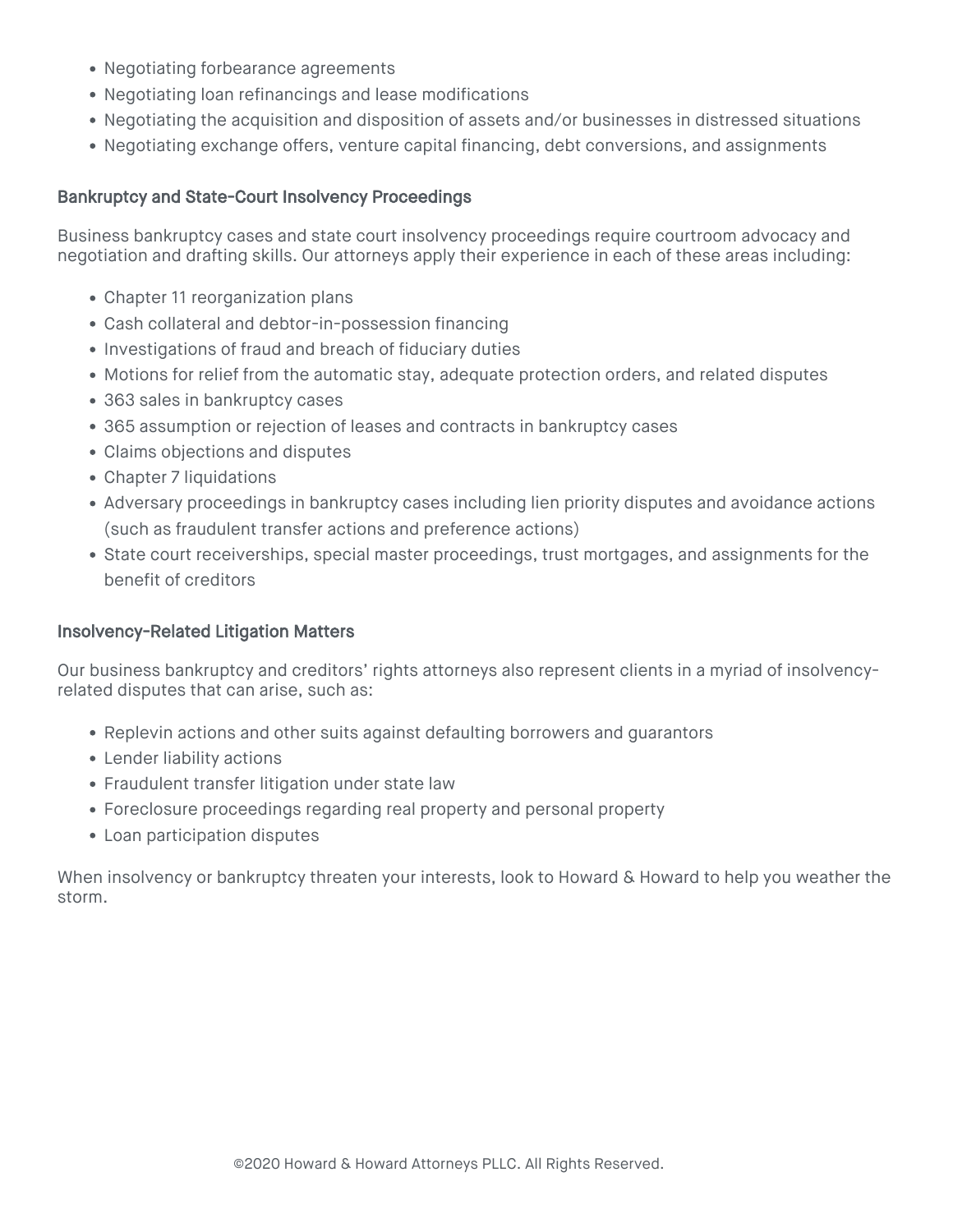- Negotiating forbearance agreements
- Negotiating loan refinancings and lease modifications
- Negotiating the acquisition and disposition of assets and/or businesses in distressed situations
- Negotiating exchange offers, venture capital financing, debt conversions, and assignments

### Bankruptcy and State-Court Insolvency Proceedings

Business bankruptcy cases and state court insolvency proceedings require courtroom advocacy and negotiation and drafting skills. Our attorneys apply their experience in each of these areas including:

- Chapter 11 reorganization plans
- Cash collateral and debtor-in-possession financing
- Investigations of fraud and breach of fiduciary duties
- Motions for relief from the automatic stay, adequate protection orders, and related disputes
- 363 sales in bankruptcy cases
- 365 assumption or rejection of leases and contracts in bankruptcy cases
- Claims objections and disputes
- Chapter 7 liquidations
- Adversary proceedings in bankruptcy cases including lien priority disputes and avoidance actions (such as fraudulent transfer actions and preference actions)
- State court receiverships, special master proceedings, trust mortgages, and assignments for the benefit of creditors

### Insolvency-Related Litigation Matters

Our business bankruptcy and creditors' rights attorneys also represent clients in a myriad of insolvency-related disputes that can arise, such as:

- Replevin actions and other suits against defaulting borrowers and guarantors
- Lender liability actions
- Fraudulent transfer litigation under state law
- Foreclosure proceedings regarding real property and personal property
- Loan participation disputes

When insolvency or bankruptcy threaten your interests, look to Howard & Howard to help you weather the storm.

©2020 Howard & Howard Attorneys PLLC. All Rights Reserved.